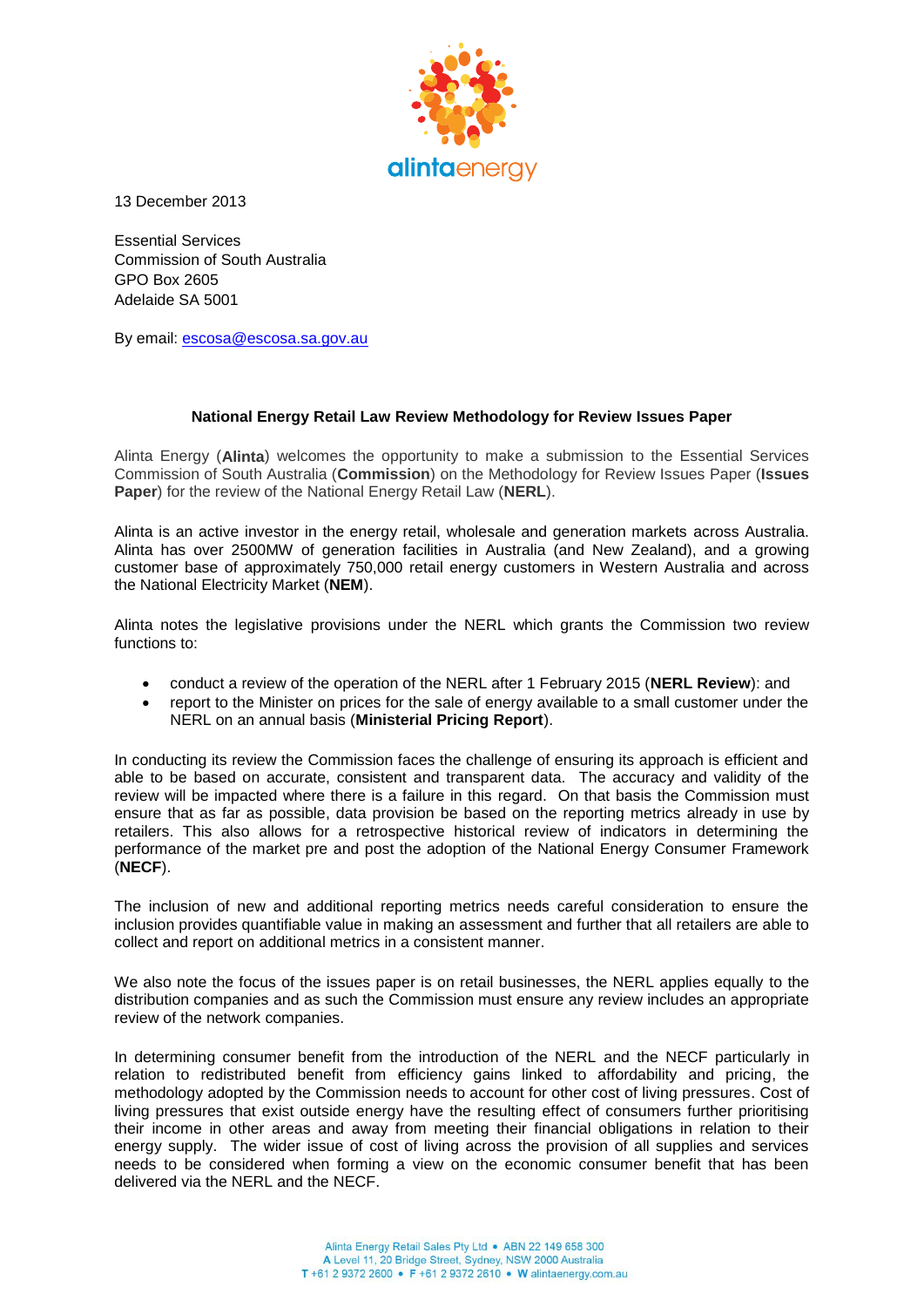13 December 2013

Essential Services
Commission of South Australia
GPO Box 2605
Adelaide SA 5001

By email: escosa@escosa.sa.gov.au

**National Energy Retail Law Review Methodology for Review Issues Paper**

Alinta Energy (**Alinta**) welcomes the opportunity to make a submission to the Essential Services Commission of South Australia (**Commission**) on the Methodology for Review Issues Paper (**Issues Paper**) for the review of the National Energy Retail Law (**NERL**).

Alinta is an active investor in the energy retail, wholesale and generation markets across Australia. Alinta has over 2500MW of generation facilities in Australia (and New Zealand), and a growing customer base of approximately 750,000 retail energy customers in Western Australia and across the National Electricity Market (**NEM**).

Alinta notes the legislative provisions under the NERL which grants the Commission two review functions to:

- conduct a review of the operation of the NERL after 1 February 2015 (**NERL Review**): and
- report to the Minister on prices for the sale of energy available to a small customer under the NERL on an annual basis (**Ministerial Pricing Report**).

In conducting its review the Commission faces the challenge of ensuring its approach is efficient and able to be based on accurate, consistent and transparent data. The accuracy and validity of the review will be impacted where there is a failure in this regard. On that basis the Commission must ensure that as far as possible, data provision be based on the reporting metrics already in use by retailers. This also allows for a retrospective historical review of indicators in determining the performance of the market pre and post the adoption of the National Energy Consumer Framework (**NECF**).

The inclusion of new and additional reporting metrics needs careful consideration to ensure the inclusion provides quantifiable value in making an assessment and further that all retailers are able to collect and report on additional metrics in a consistent manner.

We also note the focus of the issues paper is on retail businesses, the NERL applies equally to the distribution companies and as such the Commission must ensure any review includes an appropriate review of the network companies.

In determining consumer benefit from the introduction of the NERL and the NECF particularly in relation to redistributed benefit from efficiency gains linked to affordability and pricing, the methodology adopted by the Commission needs to account for other cost of living pressures. Cost of living pressures that exist outside energy have the resulting effect of consumers further prioritising their income in other areas and away from meeting their financial obligations in relation to their energy supply. The wider issue of cost of living across the provision of all supplies and services needs to be considered when forming a view on the economic consumer benefit that has been delivered via the NERL and the NECF.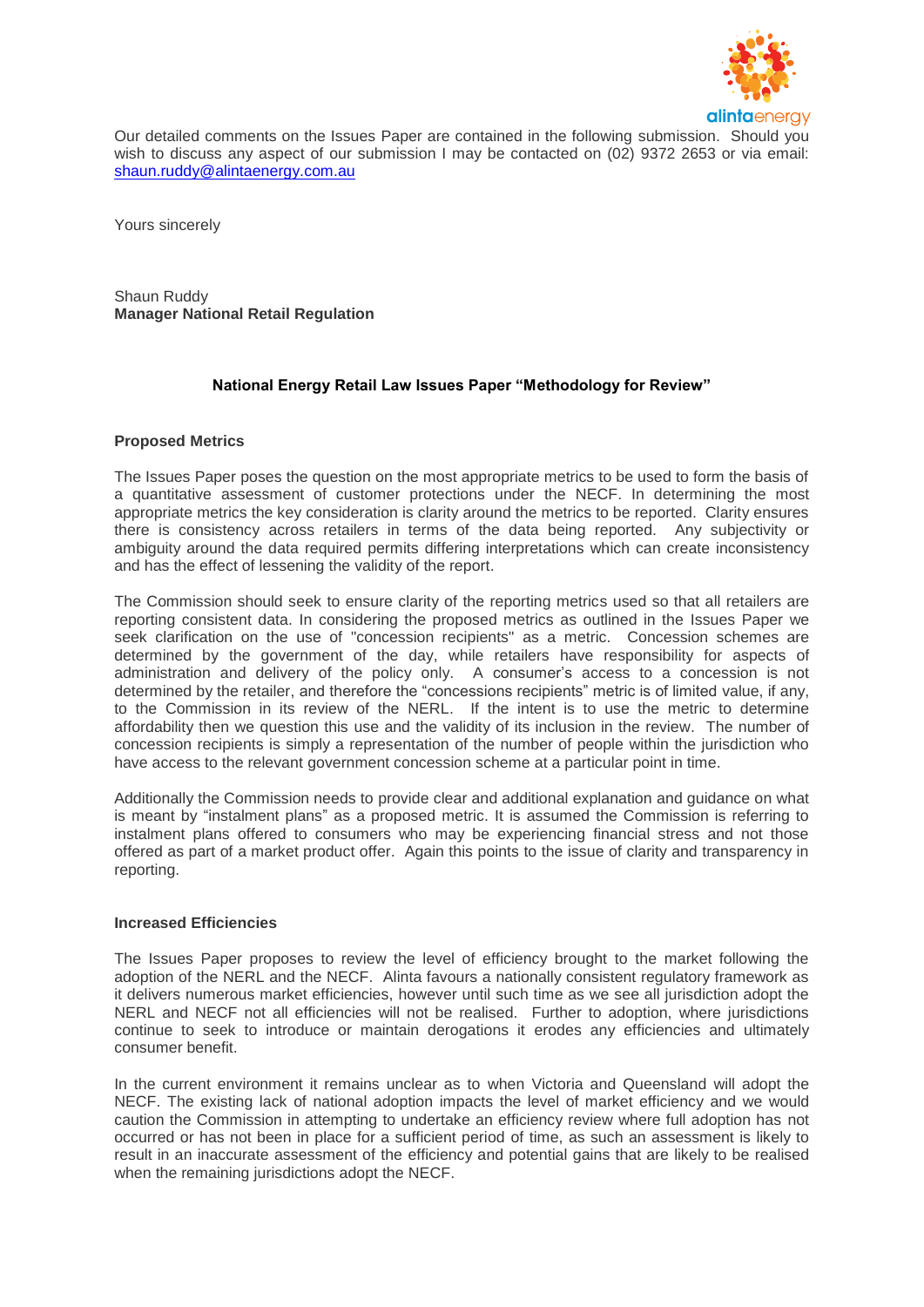Our detailed comments on the Issues Paper are contained in the following submission. Should you wish to discuss any aspect of our submission I may be contacted on (02) 9372 2653 or via email: shaun.ruddy@alintaenergy.com.au

Yours sincerely

Shaun Ruddy
**Manager National Retail Regulation**

**National Energy Retail Law Issues Paper "Methodology for Review"**

**Proposed Metrics**

The Issues Paper poses the question on the most appropriate metrics to be used to form the basis of a quantitative assessment of customer protections under the NECF. In determining the most appropriate metrics the key consideration is clarity around the metrics to be reported. Clarity ensures there is consistency across retailers in terms of the data being reported. Any subjectivity or ambiguity around the data required permits differing interpretations which can create inconsistency and has the effect of lessening the validity of the report.

The Commission should seek to ensure clarity of the reporting metrics used so that all retailers are reporting consistent data. In considering the proposed metrics as outlined in the Issues Paper we seek clarification on the use of "concession recipients" as a metric. Concession schemes are determined by the government of the day, while retailers have responsibility for aspects of administration and delivery of the policy only. A consumer's access to a concession is not determined by the retailer, and therefore the "concessions recipients" metric is of limited value, if any, to the Commission in its review of the NERL. If the intent is to use the metric to determine affordability then we question this use and the validity of its inclusion in the review. The number of concession recipients is simply a representation of the number of people within the jurisdiction who have access to the relevant government concession scheme at a particular point in time.

Additionally the Commission needs to provide clear and additional explanation and guidance on what is meant by "instalment plans" as a proposed metric. It is assumed the Commission is referring to instalment plans offered to consumers who may be experiencing financial stress and not those offered as part of a market product offer. Again this points to the issue of clarity and transparency in reporting.

**Increased Efficiencies**

The Issues Paper proposes to review the level of efficiency brought to the market following the adoption of the NERL and the NECF. Alinta favours a nationally consistent regulatory framework as it delivers numerous market efficiencies, however until such time as we see all jurisdiction adopt the NERL and NECF not all efficiencies will not be realised. Further to adoption, where jurisdictions continue to seek to introduce or maintain derogations it erodes any efficiencies and ultimately consumer benefit.

In the current environment it remains unclear as to when Victoria and Queensland will adopt the NECF. The existing lack of national adoption impacts the level of market efficiency and we would caution the Commission in attempting to undertake an efficiency review where full adoption has not occurred or has not been in place for a sufficient period of time, as such an assessment is likely to result in an inaccurate assessment of the efficiency and potential gains that are likely to be realised when the remaining jurisdictions adopt the NECF.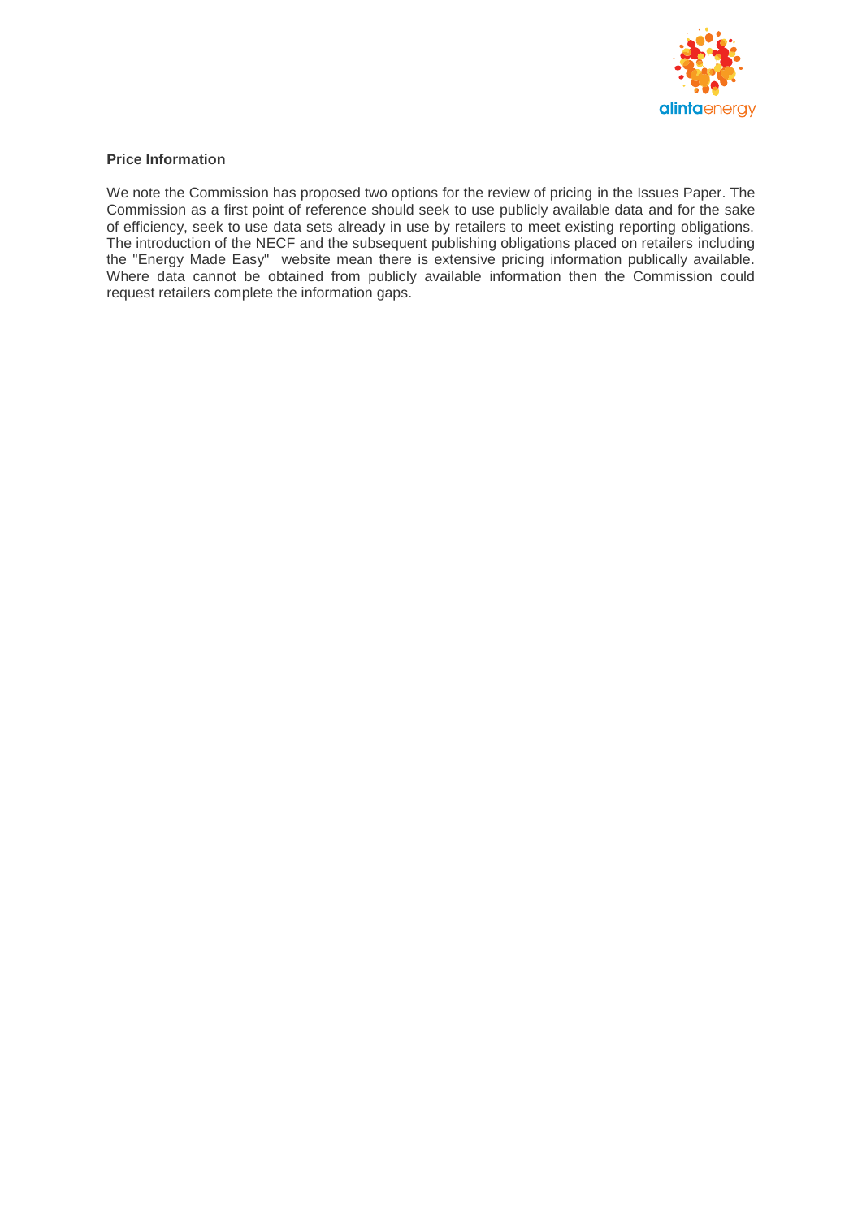**Price Information**

We note the Commission has proposed two options for the review of pricing in the Issues Paper. The Commission as a first point of reference should seek to use publicly available data and for the sake of efficiency, seek to use data sets already in use by retailers to meet existing reporting obligations. The introduction of the NECF and the subsequent publishing obligations placed on retailers including the "Energy Made Easy" website mean there is extensive pricing information publically available. Where data cannot be obtained from publicly available information then the Commission could request retailers complete the information gaps.